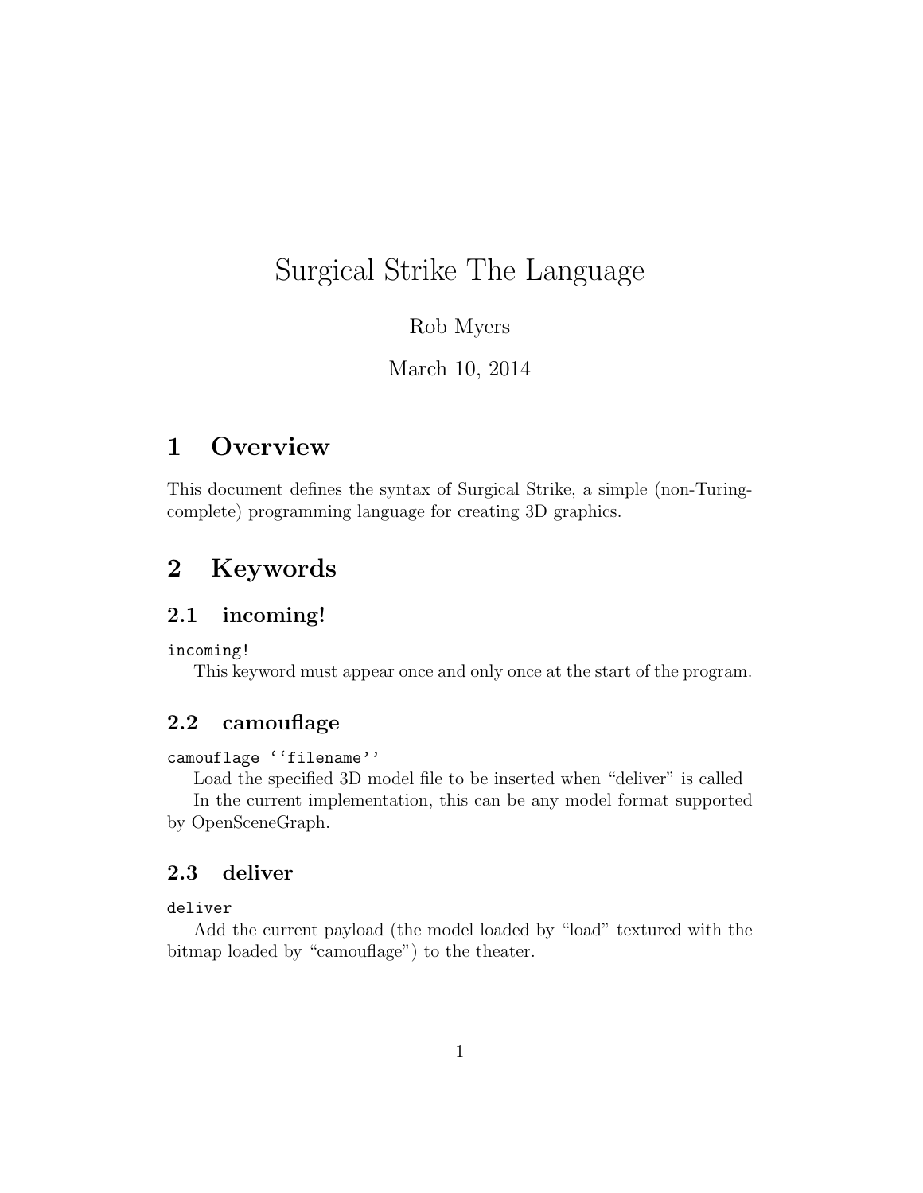# Surgical Strike The Language

Rob Myers

March 10, 2014

## 1 Overview

This document defines the syntax of Surgical Strike, a simple (non-Turing-complete) programming language for creating 3D graphics.

## 2 Keywords

### 2.1 incoming!

```
incoming!
```

This keyword must appear once and only once at the start of the program.

### 2.2 camouflage

```
camouflage ''filename''
```

Load the specified 3D model file to be inserted when "deliver" is called

In the current implementation, this can be any model format supported by OpenSceneGraph.

### 2.3 deliver

```
deliver
```

Add the current payload (the model loaded by "load" textured with the bitmap loaded by "camouflage") to the theater.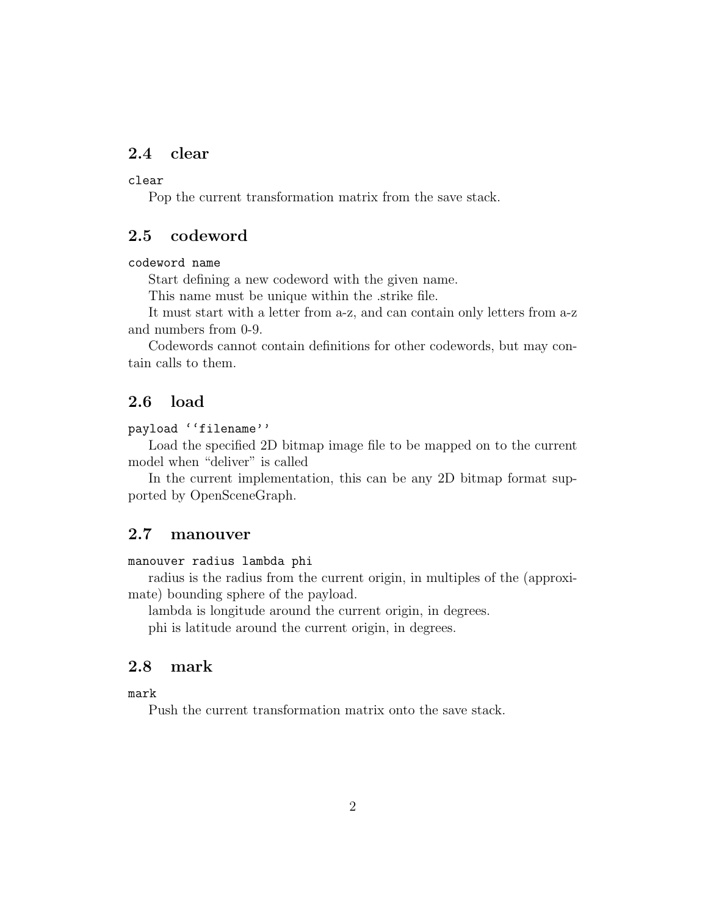## 2.4 clear

`clear`

Pop the current transformation matrix from the save stack.

## 2.5 codeword

`codeword name`

Start defining a new codeword with the given name.

This name must be unique within the .strike file.

It must start with a letter from a-z, and can contain only letters from a-z and numbers from 0-9.

Codewords cannot contain definitions for other codewords, but may contain calls to them.

## 2.6 load

`payload ''filename''`

Load the specified 2D bitmap image file to be mapped on to the current model when "deliver" is called

In the current implementation, this can be any 2D bitmap format supported by OpenSceneGraph.

## 2.7 manouver

`manouver radius lambda phi`

radius is the radius from the current origin, in multiples of the (approximate) bounding sphere of the payload.

lambda is longitude around the current origin, in degrees.

phi is latitude around the current origin, in degrees.

## 2.8 mark

`mark`

Push the current transformation matrix onto the save stack.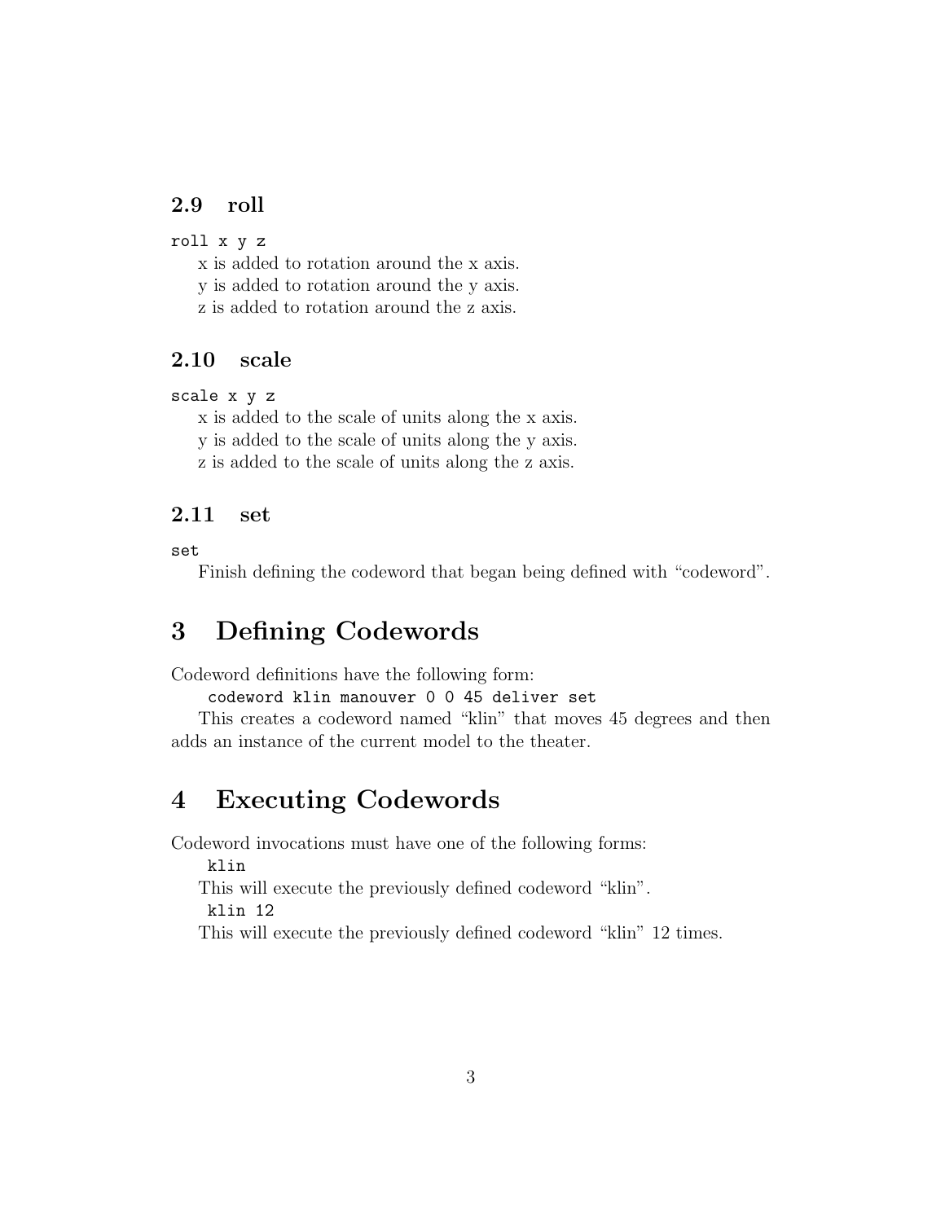### 2.9 roll

`roll x y z`

x is added to rotation around the x axis.
y is added to rotation around the y axis.
z is added to rotation around the z axis.

### 2.10 scale

`scale x y z`

x is added to the scale of units along the x axis.
y is added to the scale of units along the y axis.
z is added to the scale of units along the z axis.

### 2.11 set

`set`

Finish defining the codeword that began being defined with "codeword".

## 3 Defining Codewords

Codeword definitions have the following form:

```
codeword klin manouver 0 0 45 deliver set
```

This creates a codeword named "klin" that moves 45 degrees and then adds an instance of the current model to the theater.

## 4 Executing Codewords

Codeword invocations must have one of the following forms:

```
klin
```

This will execute the previously defined codeword "klin".

```
klin 12
```

This will execute the previously defined codeword "klin" 12 times.